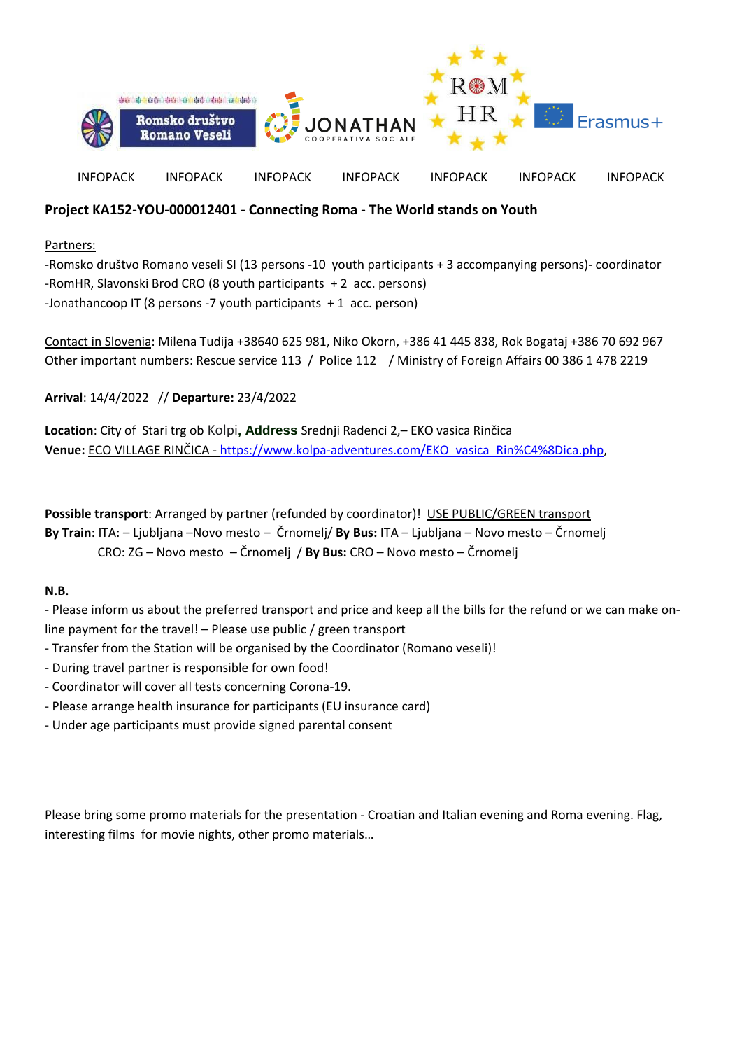Romsko društvo Romano Veseli | JONATHAN COOPERATIVA SOCIALE | ROM HR | Erasmus+

INFOPACK INFOPACK INFOPACK INFOPACK INFOPACK INFOPACK INFOPACK

**Project KA152-YOU-000012401 - Connecting Roma - The World stands on Youth**

Partners:

-Romsko društvo Romano veseli SI (13 persons -10 youth participants + 3 accompanying persons)- coordinator
-RomHR, Slavonski Brod CRO (8 youth participants + 2 acc. persons)
-Jonathancoop IT (8 persons -7 youth participants + 1 acc. person)

Contact in Slovenia: Milena Tudija +38640 625 981, Niko Okorn, +386 41 445 838, Rok Bogataj +386 70 692 967
Other important numbers: Rescue service 113 / Police 112 / Ministry of Foreign Affairs 00 386 1 478 2219

**Arrival**: 14/4/2022 // **Departure:** 23/4/2022

**Location**: City of Stari trg ob Kolpi, **Address** Srednji Radenci 2,– EKO vasica Rinčica
**Venue:** ECO VILLAGE RINČICA - https://www.kolpa-adventures.com/EKO_vasica_Rin%C4%8Dica.php,

**Possible transport**: Arranged by partner (refunded by coordinator)! USE PUBLIC/GREEN transport
**By Train**: ITA: – Ljubljana –Novo mesto – Črnomelj/ **By Bus:** ITA – Ljubljana – Novo mesto – Črnomelj
CRO: ZG – Novo mesto – Črnomelj / **By Bus:** CRO – Novo mesto – Črnomelj

**N.B.**

- Please inform us about the preferred transport and price and keep all the bills for the refund or we can make on-line payment for the travel! – Please use public / green transport
- Transfer from the Station will be organised by the Coordinator (Romano veseli)!
- During travel partner is responsible for own food!
- Coordinator will cover all tests concerning Corona-19.
- Please arrange health insurance for participants (EU insurance card)
- Under age participants must provide signed parental consent

Please bring some promo materials for the presentation - Croatian and Italian evening and Roma evening. Flag, interesting films for movie nights, other promo materials…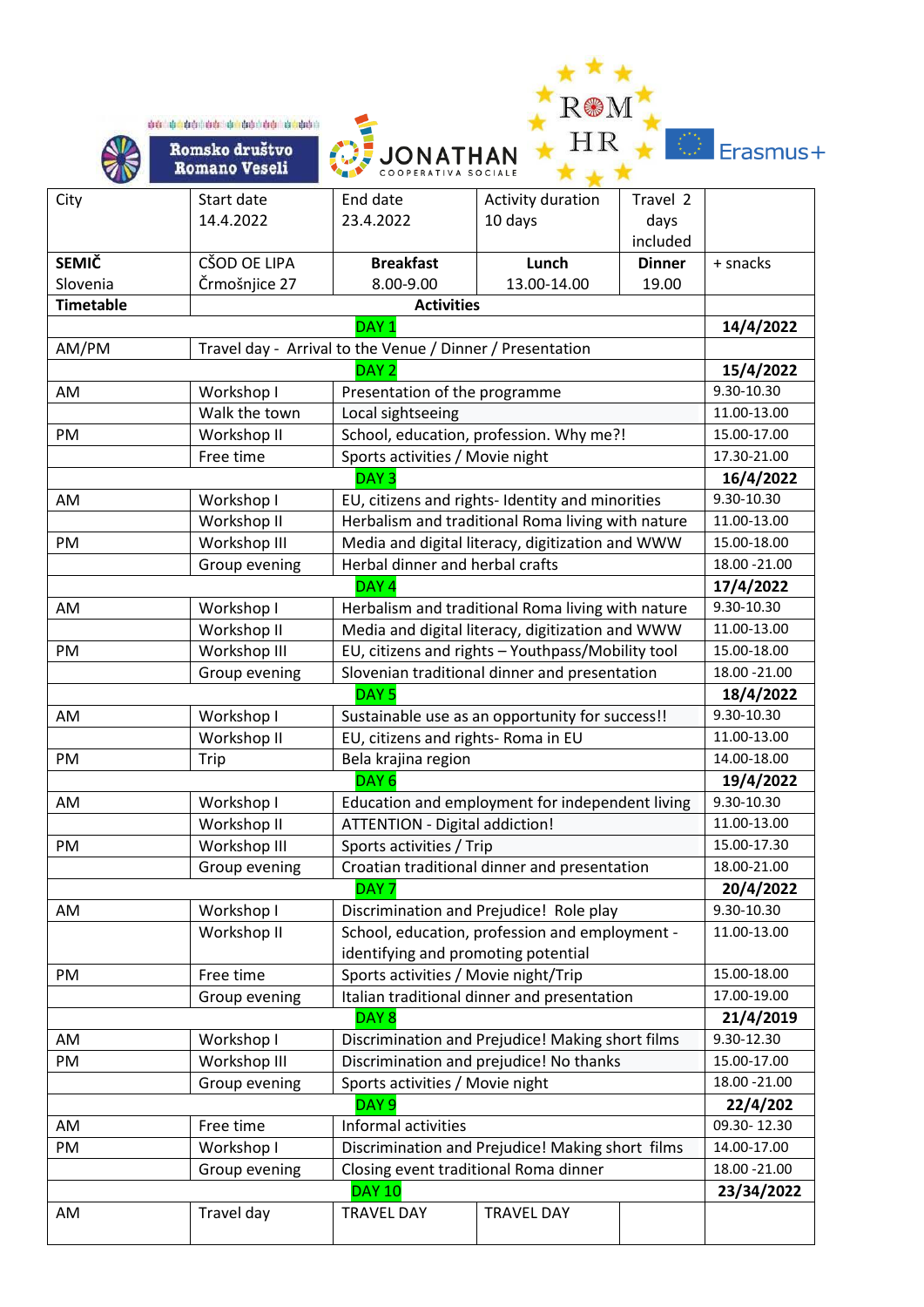Romsko društvo Romano Veseli

JONATHAN COOPERATIVA SOCIALE

ROM HR

Erasmus+

| | | | | | |
|---|---|---|---|---|---|
| City | Start date 14.4.2022 | End date 23.4.2022 | Activity duration 10 days | Travel 2 days included | |
| **SEMIČ** Slovenia | CŠOD OE LIPA Črmošnjice 27 | **Breakfast** 8.00-9.00 | **Lunch** 13.00-14.00 | **Dinner** 19.00 | + snacks |
| **Timetable** | **Activities** | | | | |
| DAY 1 | | | | | **14/4/2022** |
| AM/PM | Travel day - Arrival to the Venue / Dinner / Presentation | | | | |
| DAY 2 | | | | | **15/4/2022** |
| AM | Workshop I | Presentation of the programme | | | 9.30-10.30 |
| | Walk the town | Local sightseeing | | | 11.00-13.00 |
| PM | Workshop II | School, education, profession. Why me?! | | | 15.00-17.00 |
| | Free time | Sports activities / Movie night | | | 17.30-21.00 |
| DAY 3 | | | | | **16/4/2022** |
| AM | Workshop I | EU, citizens and rights- Identity and minorities | | | 9.30-10.30 |
| | Workshop II | Herbalism and traditional Roma living with nature | | | 11.00-13.00 |
| PM | Workshop III | Media and digital literacy, digitization and WWW | | | 15.00-18.00 |
| | Group evening | Herbal dinner and herbal crafts | | | 18.00 -21.00 |
| DAY 4 | | | | | **17/4/2022** |
| AM | Workshop I | Herbalism and traditional Roma living with nature | | | 9.30-10.30 |
| | Workshop II | Media and digital literacy, digitization and WWW | | | 11.00-13.00 |
| PM | Workshop III | EU, citizens and rights – Youthpass/Mobility tool | | | 15.00-18.00 |
| | Group evening | Slovenian traditional dinner and presentation | | | 18.00 -21.00 |
| DAY 5 | | | | | **18/4/2022** |
| AM | Workshop I | Sustainable use as an opportunity for success!! | | | 9.30-10.30 |
| | Workshop II | EU, citizens and rights- Roma in EU | | | 11.00-13.00 |
| PM | Trip | Bela krajina region | | | 14.00-18.00 |
| DAY 6 | | | | | **19/4/2022** |
| AM | Workshop I | Education and employment for independent living | | | 9.30-10.30 |
| | Workshop II | ATTENTION - Digital addiction! | | | 11.00-13.00 |
| PM | Workshop III | Sports activities / Trip | | | 15.00-17.30 |
| | Group evening | Croatian traditional dinner and presentation | | | 18.00-21.00 |
| DAY 7 | | | | | **20/4/2022** |
| AM | Workshop I | Discrimination and Prejudice! Role play | | | 9.30-10.30 |
| | Workshop II | School, education, profession and employment - identifying and promoting potential | | | 11.00-13.00 |
| PM | Free time | Sports activities / Movie night/Trip | | | 15.00-18.00 |
| | Group evening | Italian traditional dinner and presentation | | | 17.00-19.00 |
| DAY 8 | | | | | **21/4/2019** |
| AM | Workshop I | Discrimination and Prejudice! Making short films | | | 9.30-12.30 |
| PM | Workshop III | Discrimination and prejudice! No thanks | | | 15.00-17.00 |
| | Group evening | Sports activities / Movie night | | | 18.00 -21.00 |
| DAY 9 | | | | | **22/4/202** |
| AM | Free time | Informal activities | | | 09.30- 12.30 |
| PM | Workshop I | Discrimination and Prejudice! Making short films | | | 14.00-17.00 |
| | Group evening | Closing event traditional Roma dinner | | | 18.00 -21.00 |
| DAY 10 | | | | | **23/34/2022** |
| AM | Travel day | TRAVEL DAY | TRAVEL DAY | | |